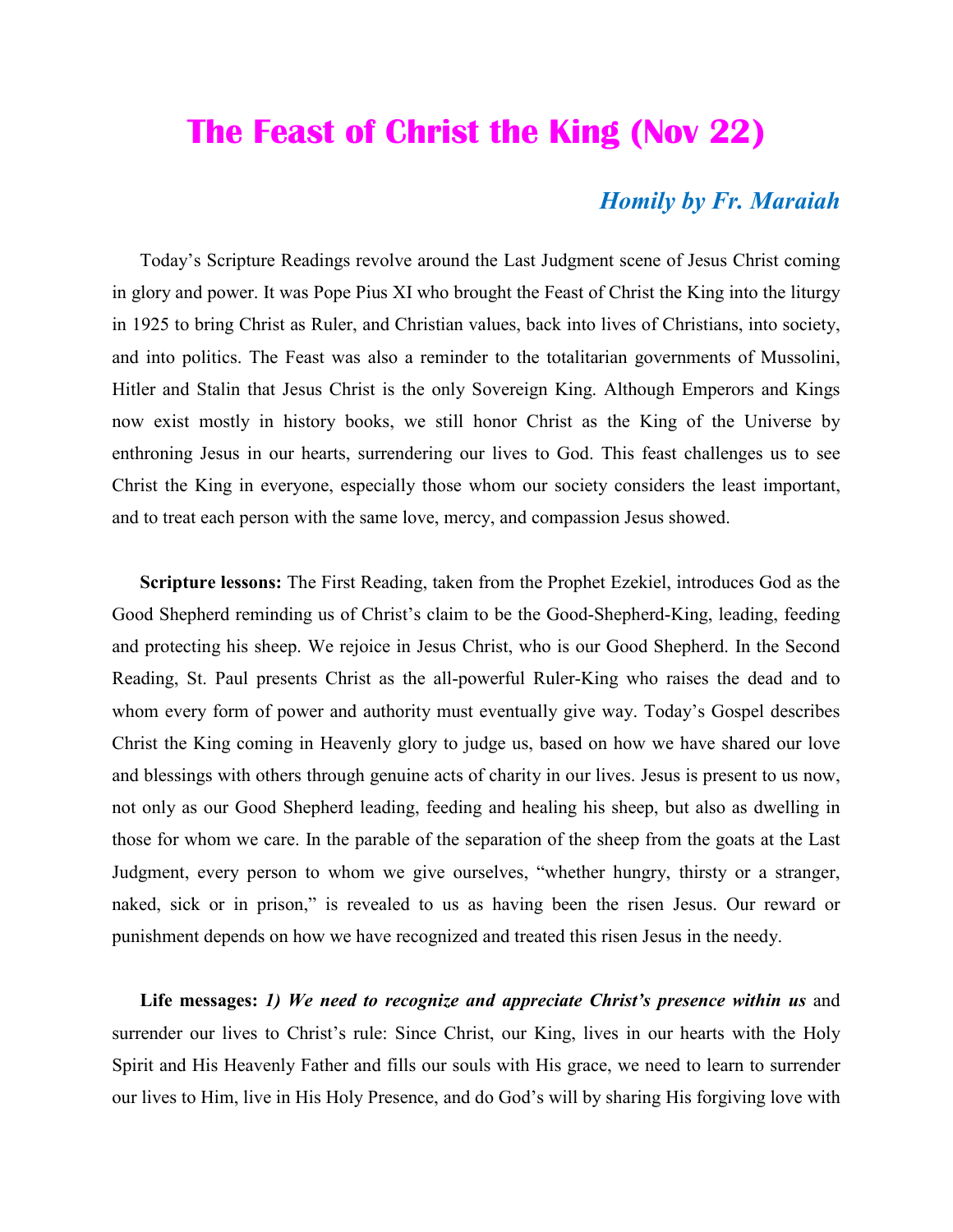# The Feast of Christ the King (Nov 22)

### *Homily by Fr. Maraiah*

Today's Scripture Readings revolve around the Last Judgment scene of Jesus Christ coming in glory and power. It was Pope Pius XI who brought the Feast of Christ the King into the liturgy in 1925 to bring Christ as Ruler, and Christian values, back into lives of Christians, into society, and into politics. The Feast was also a reminder to the totalitarian governments of Mussolini, Hitler and Stalin that Jesus Christ is the only Sovereign King. Although Emperors and Kings now exist mostly in history books, we still honor Christ as the King of the Universe by enthroning Jesus in our hearts, surrendering our lives to God. This feast challenges us to see Christ the King in everyone, especially those whom our society considers the least important, and to treat each person with the same love, mercy, and compassion Jesus showed.

**Scripture lessons:** The First Reading, taken from the Prophet Ezekiel, introduces God as the Good Shepherd reminding us of Christ's claim to be the Good-Shepherd-King, leading, feeding and protecting his sheep. We rejoice in Jesus Christ, who is our Good Shepherd. In the Second Reading, St. Paul presents Christ as the all-powerful Ruler-King who raises the dead and to whom every form of power and authority must eventually give way. Today's Gospel describes Christ the King coming in Heavenly glory to judge us, based on how we have shared our love and blessings with others through genuine acts of charity in our lives. Jesus is present to us now, not only as our Good Shepherd leading, feeding and healing his sheep, but also as dwelling in those for whom we care. In the parable of the separation of the sheep from the goats at the Last Judgment, every person to whom we give ourselves, "whether hungry, thirsty or a stranger, naked, sick or in prison," is revealed to us as having been the risen Jesus. Our reward or punishment depends on how we have recognized and treated this risen Jesus in the needy.

**Life messages:** ***1) We need to recognize and appreciate Christ's presence within us*** and surrender our lives to Christ's rule: Since Christ, our King, lives in our hearts with the Holy Spirit and His Heavenly Father and fills our souls with His grace, we need to learn to surrender our lives to Him, live in His Holy Presence, and do God's will by sharing His forgiving love with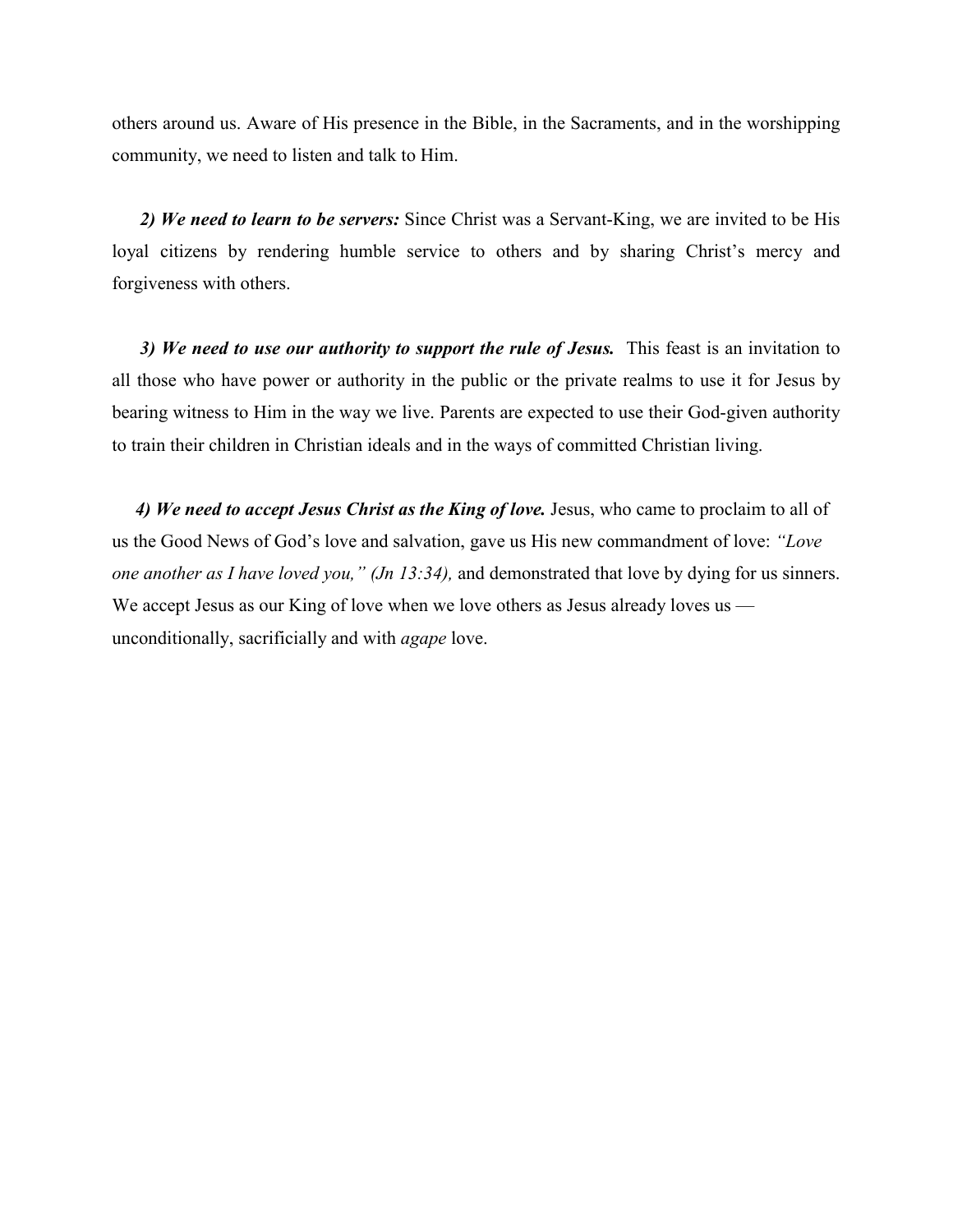others around us. Aware of His presence in the Bible, in the Sacraments, and in the worshipping community, we need to listen and talk to Him.

***2) We need to learn to be servers:*** Since Christ was a Servant-King, we are invited to be His loyal citizens by rendering humble service to others and by sharing Christ's mercy and forgiveness with others.

***3) We need to use our authority to support the rule of Jesus.*** This feast is an invitation to all those who have power or authority in the public or the private realms to use it for Jesus by bearing witness to Him in the way we live. Parents are expected to use their God-given authority to train their children in Christian ideals and in the ways of committed Christian living.

***4) We need to accept Jesus Christ as the King of love.*** Jesus, who came to proclaim to all of us the Good News of God's love and salvation, gave us His new commandment of love: *"Love one another as I have loved you," (Jn 13:34),* and demonstrated that love by dying for us sinners. We accept Jesus as our King of love when we love others as Jesus already loves us — unconditionally, sacrificially and with *agape* love.